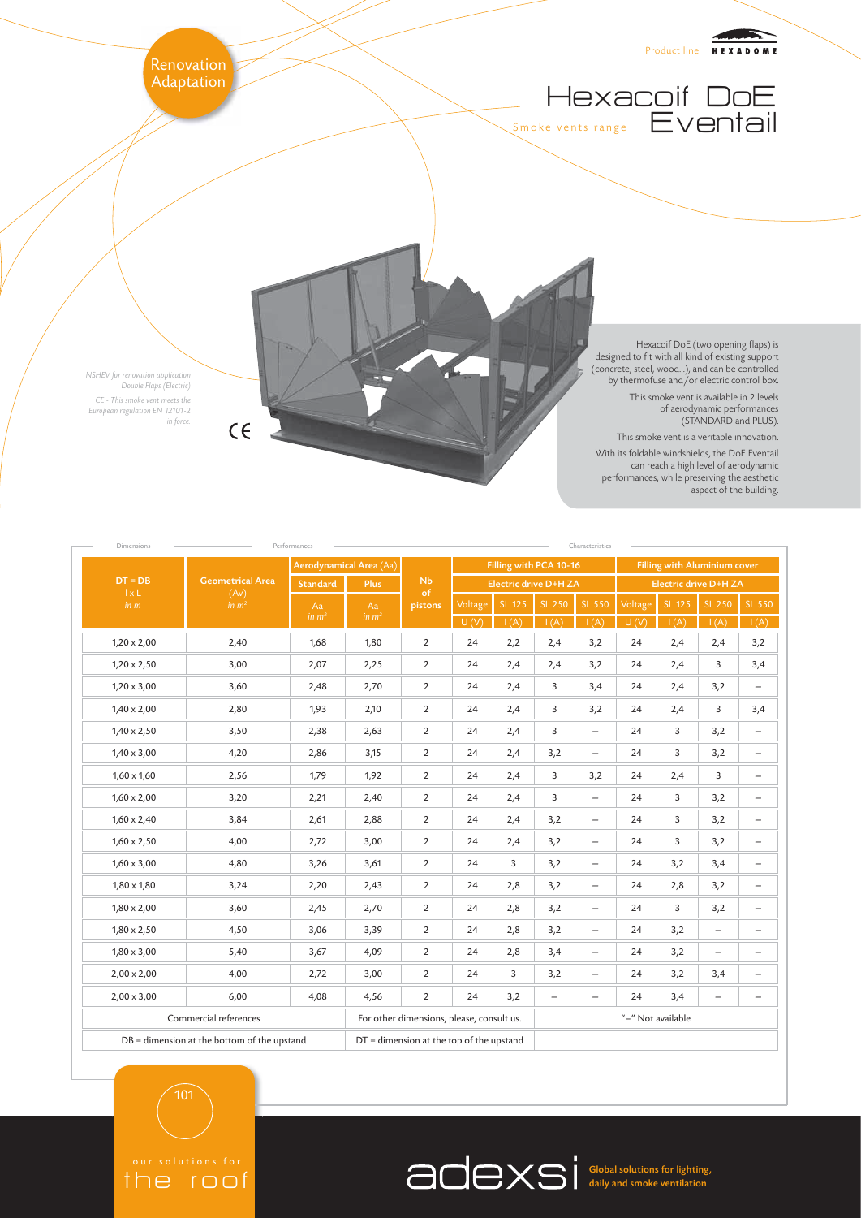Renovation Adaptation

Product line HEXADOME

# Hexacoif DoE Eventail

Smoke vents range

*NSHEV for renovation application Double Flaps (Electric)*

*CE - This smoke vent meets the European regulation EN 12101-2 in force.*

CE

Hexacoif DoE (two opening flaps) is designed to fit with all kind of existing support (concrete, steel, wood...), and can be controlled by thermofuse and/or electric control box.

This smoke vent is available in 2 levels of aerodynamic performances (STANDARD and PLUS).

This smoke vent is a veritable innovation.

With its foldable windshields, the DoE Eventail can reach a high level of aerodynamic performances, while preserving the aesthetic aspect of the building.

| Dimensions | | Performances | | | Characteristics | | | | | | | |
|---|---|---|---|---|---|---|---|---|---|---|---|---|
| DT = DB l x L in m | Geometrical Area (Av) in $m^2$ | Aerodynamical Area (Aa) | | Nb of pistons | Filling with PCA 10-16 | | | | Filling with Aluminium cover | | | |
| | | Standard | Plus | | Electric drive D+H ZA | | | | Electric drive D+H ZA | | | |
| | | Aa in $m^2$ | Aa in $m^2$ | | Voltage U (V) | SL 125 I (A) | SL 250 I (A) | SL 550 I (A) | Voltage U (V) | SL 125 I (A) | SL 250 I (A) | SL 550 I (A) |
| 1,20 x 2,00 | 2,40 | 1,68 | 1,80 | 2 | 24 | 2,2 | 2,4 | 3,2 | 24 | 2,4 | 2,4 | 3,2 |
| 1,20 x 2,50 | 3,00 | 2,07 | 2,25 | 2 | 24 | 2,4 | 2,4 | 3,2 | 24 | 2,4 | 3 | 3,4 |
| 1,20 x 3,00 | 3,60 | 2,48 | 2,70 | 2 | 24 | 2,4 | 3 | 3,4 | 24 | 2,4 | 3,2 | – |
| 1,40 x 2,00 | 2,80 | 1,93 | 2,10 | 2 | 24 | 2,4 | 3 | 3,2 | 24 | 2,4 | 3 | 3,4 |
| 1,40 x 2,50 | 3,50 | 2,38 | 2,63 | 2 | 24 | 2,4 | 3 | – | 24 | 3 | 3,2 | – |
| 1,40 x 3,00 | 4,20 | 2,86 | 3,15 | 2 | 24 | 2,4 | 3,2 | – | 24 | 3 | 3,2 | – |
| 1,60 x 1,60 | 2,56 | 1,79 | 1,92 | 2 | 24 | 2,4 | 3 | 3,2 | 24 | 2,4 | 3 | – |
| 1,60 x 2,00 | 3,20 | 2,21 | 2,40 | 2 | 24 | 2,4 | 3 | – | 24 | 3 | 3,2 | – |
| 1,60 x 2,40 | 3,84 | 2,61 | 2,88 | 2 | 24 | 2,4 | 3,2 | – | 24 | 3 | 3,2 | – |
| 1,60 x 2,50 | 4,00 | 2,72 | 3,00 | 2 | 24 | 2,4 | 3,2 | – | 24 | 3 | 3,2 | – |
| 1,60 x 3,00 | 4,80 | 3,26 | 3,61 | 2 | 24 | 3 | 3,2 | – | 24 | 3,2 | 3,4 | – |
| 1,80 x 1,80 | 3,24 | 2,20 | 2,43 | 2 | 24 | 2,8 | 3,2 | – | 24 | 2,8 | 3,2 | – |
| 1,80 x 2,00 | 3,60 | 2,45 | 2,70 | 2 | 24 | 2,8 | 3,2 | – | 24 | 3 | 3,2 | – |
| 1,80 x 2,50 | 4,50 | 3,06 | 3,39 | 2 | 24 | 2,8 | 3,2 | – | 24 | 3,2 | – | – |
| 1,80 x 3,00 | 5,40 | 3,67 | 4,09 | 2 | 24 | 2,8 | 3,4 | – | 24 | 3,2 | – | – |
| 2,00 x 2,00 | 4,00 | 2,72 | 3,00 | 2 | 24 | 3 | 3,2 | – | 24 | 3,2 | 3,4 | – |
| 2,00 x 3,00 | 6,00 | 4,08 | 4,56 | 2 | 24 | 3,2 | – | – | 24 | 3,4 | – | – |
| Commercial references | | | For other dimensions, please, consult us. | | | | "–" Not available | | | | | |
| DB = dimension at the bottom of the upstand | | | DT = dimension at the top of the upstand | | | | | | | | | |

our solutions for the roof

adexsi Global solutions for lighting, daily and smoke ventilation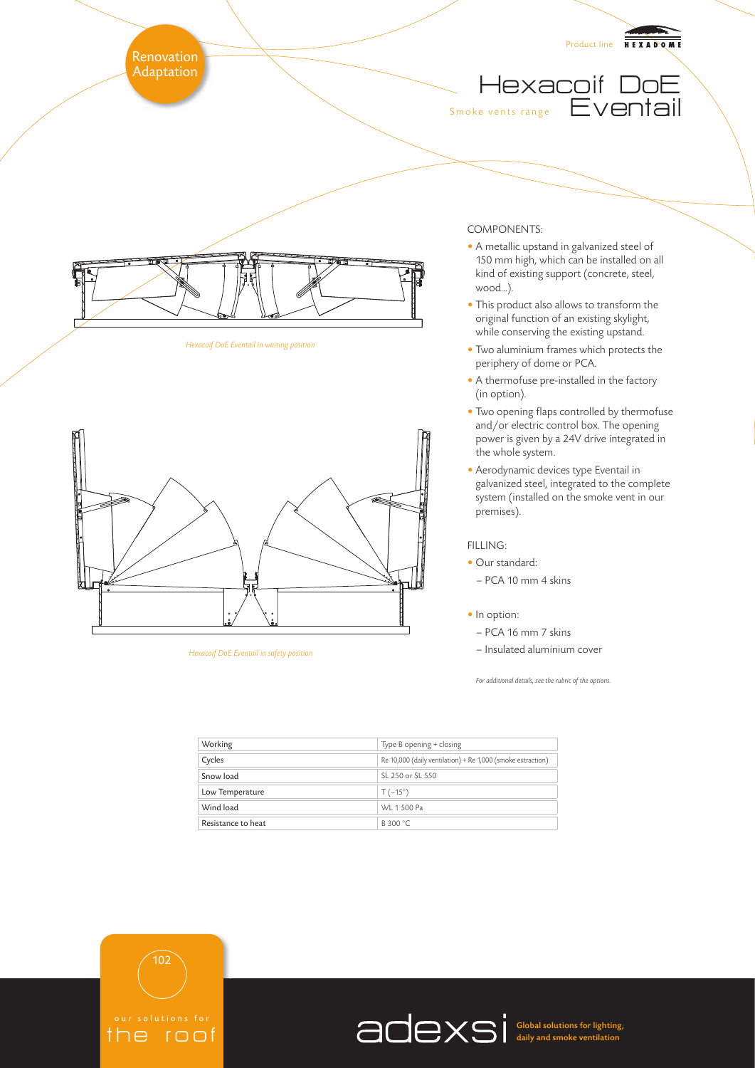Renovation
Adaptation

Product line HEXADOME

# Hexacoif DoE Eventail

Smoke vents range

*Hexacoif DoE Eventail in waiting position*

*Hexacoif DoE Eventail in safety position*

COMPONENTS:

- A metallic upstand in galvanized steel of 150 mm high, which can be installed on all kind of existing support (concrete, steel, wood...).
- This product also allows to transform the original function of an existing skylight, while conserving the existing upstand.
- Two aluminium frames which protects the periphery of dome or PCA.
- A thermofuse pre-installed in the factory (in option).
- Two opening flaps controlled by thermofuse and/or electric control box. The opening power is given by a 24V drive integrated in the whole system.
- Aerodynamic devices type Eventail in galvanized steel, integrated to the complete system (installed on the smoke vent in our premises).

FILLING:

- Our standard:
  – PCA 10 mm 4 skins
- In option:
  – PCA 16 mm 7 skins
  – Insulated aluminium cover

*For additional details, see the rubric of the options.*

| | |
|---|---|
| Working | Type B opening + closing |
| Cycles | Re 10,000 (daily ventilation) + Re 1,000 (smoke extraction) |
| Snow load | SL 250 or SL 550 |
| Low Temperature | T (−15°) |
| Wind load | WL 1 500 Pa |
| Resistance to heat | B 300 °C |

our solutions for the roof

adexsi Global solutions for lighting, daily and smoke ventilation